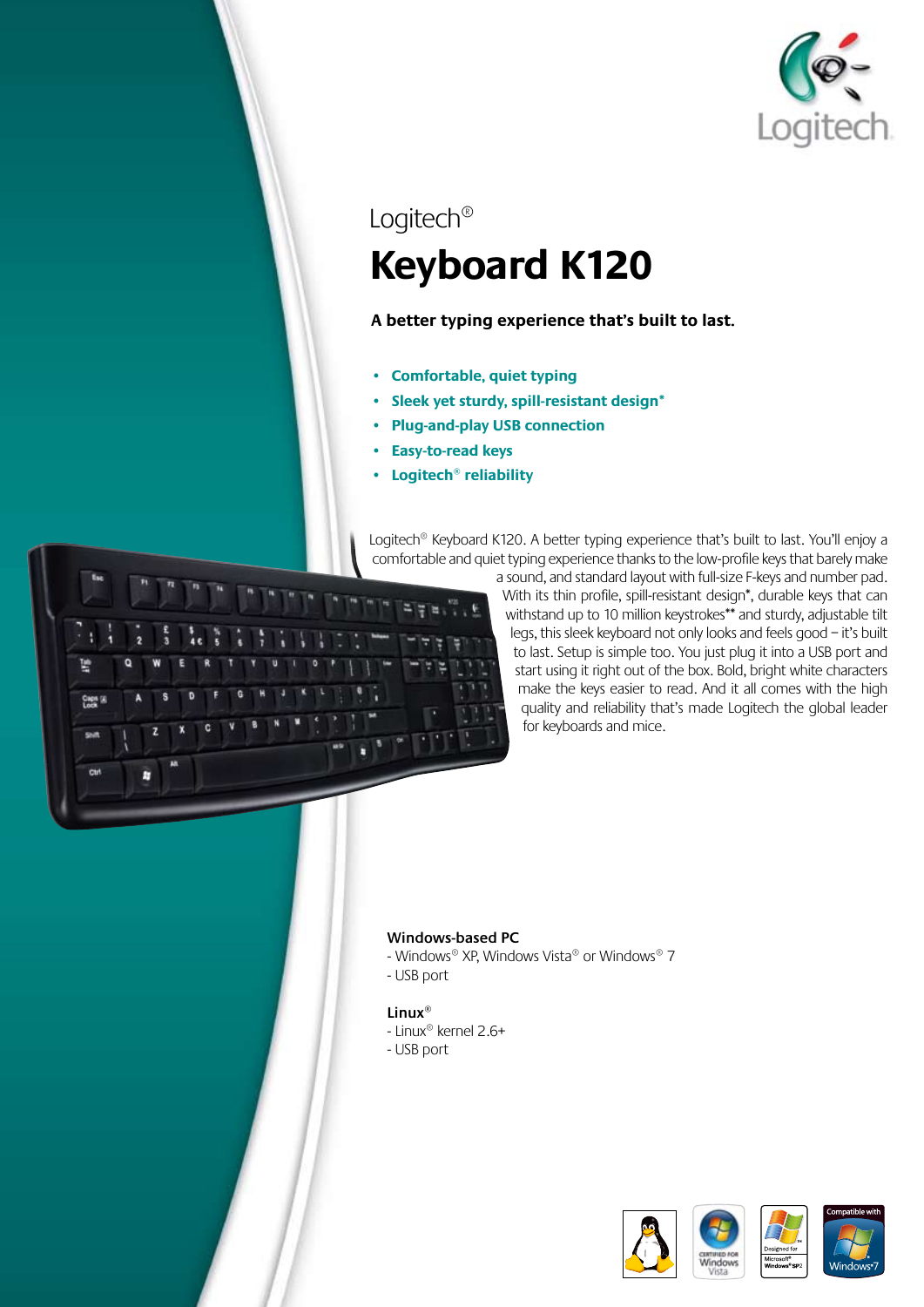Logitech®

# Keyboard K120

**A better typing experience that's built to last.**

- **Comfortable, quiet typing**
- **Sleek yet sturdy, spill-resistant design***
- **Plug-and-play USB connection**
- **Easy-to-read keys**
- **Logitech® reliability**

Logitech® Keyboard K120. A better typing experience that's built to last. You'll enjoy a comfortable and quiet typing experience thanks to the low-profile keys that barely make a sound, and standard layout with full-size F-keys and number pad. With its thin profile, spill-resistant design*, durable keys that can withstand up to 10 million keystrokes** and sturdy, adjustable tilt legs, this sleek keyboard not only looks and feels good – it's built to last. Setup is simple too. You just plug it into a USB port and start using it right out of the box. Bold, bright white characters make the keys easier to read. And it all comes with the high quality and reliability that's made Logitech the global leader for keyboards and mice.

**Windows-based PC**

- Windows® XP, Windows Vista® or Windows® 7
- USB port

**Linux®**

- Linux® kernel 2.6+
- USB port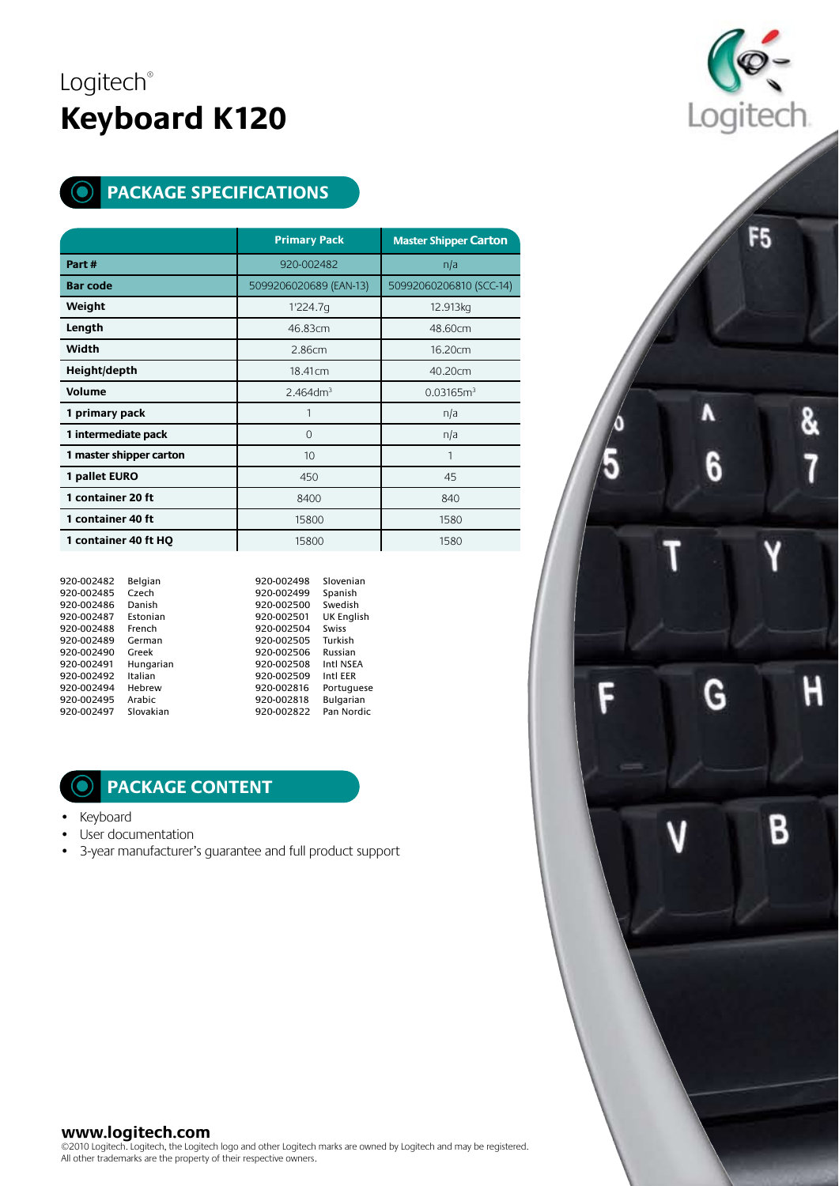Logitech®

# Keyboard K120

## PACKAGE SPECIFICATIONS

| | Primary Pack | Master Shipper Carton |
|---|---|---|
| **Part #** | 920-002482 | n/a |
| **Bar code** | 5099206020689 (EAN-13) | 50992060206810 (SCC-14) |
| **Weight** | 1'224.7g | 12.913kg |
| **Length** | 46.83cm | 48.60cm |
| **Width** | 2.86cm | 16.20cm |
| **Height/depth** | 18.41cm | 40.20cm |
| **Volume** | 2.464dm³ | 0.03165m³ |
| **1 primary pack** | 1 | n/a |
| **1 intermediate pack** | 0 | n/a |
| **1 master shipper carton** | 10 | 1 |
| **1 pallet EURO** | 450 | 45 |
| **1 container 20 ft** | 8400 | 840 |
| **1 container 40 ft** | 15800 | 1580 |
| **1 container 40 ft HQ** | 15800 | 1580 |

920-002482 Belgian
920-002485 Czech
920-002486 Danish
920-002487 Estonian
920-002488 French
920-002489 German
920-002490 Greek
920-002491 Hungarian
920-002492 Italian
920-002494 Hebrew
920-002495 Arabic
920-002497 Slovakian
920-002498 Slovenian
920-002499 Spanish
920-002500 Swedish
920-002501 UK English
920-002504 Swiss
920-002505 Turkish
920-002506 Russian
920-002508 Intl NSEA
920-002509 Intl EER
920-002816 Portuguese
920-002818 Bulgarian
920-002822 Pan Nordic

## PACKAGE CONTENT

- Keyboard
- User documentation
- 3-year manufacturer's guarantee and full product support

**www.logitech.com**
©2010 Logitech. Logitech, the Logitech logo and other Logitech marks are owned by Logitech and may be registered. All other trademarks are the property of their respective owners.